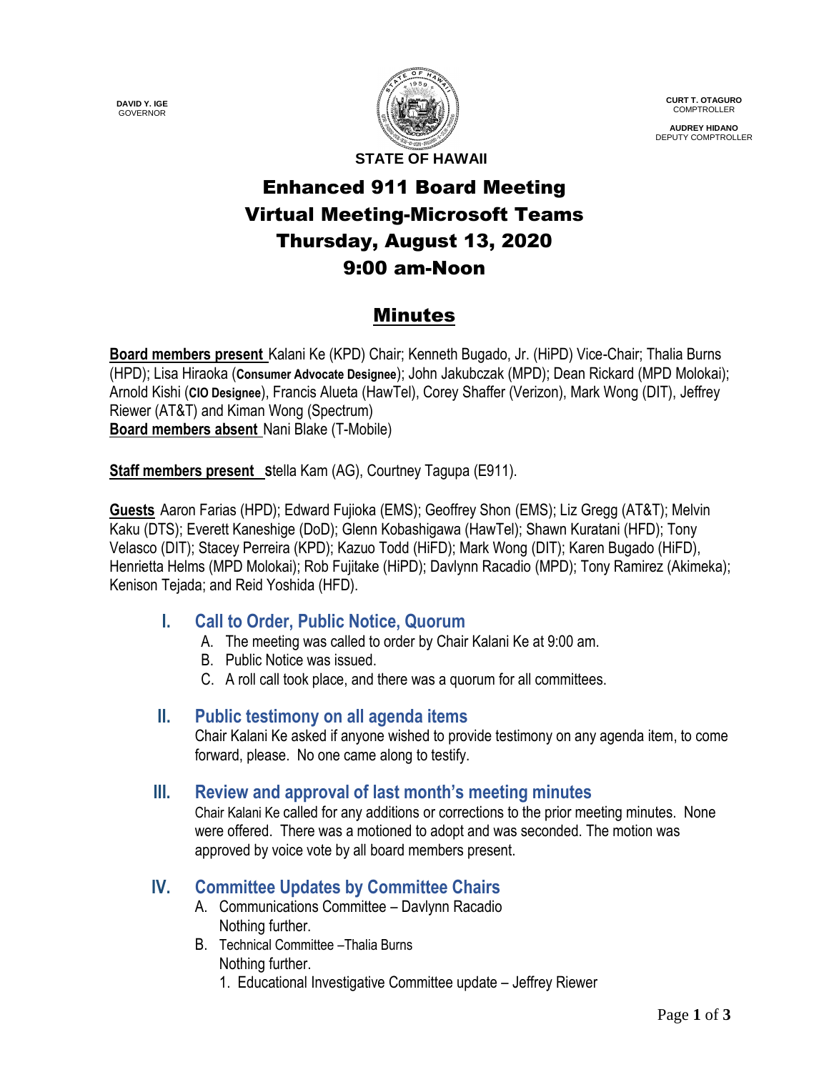**DAVID Y. IGE**
GOVERNOR

**CURT T. OTAGURO**
COMPTROLLER

**AUDREY HIDANO**
DEPUTY COMPTROLLER

**STATE OF HAWAII**

# Enhanced 911 Board Meeting
# Virtual Meeting-Microsoft Teams
# Thursday, August 13, 2020
# 9:00 am-Noon

## Minutes

**Board members present** Kalani Ke (KPD) Chair; Kenneth Bugado, Jr. (HiPD) Vice-Chair; Thalia Burns (HPD); Lisa Hiraoka (**Consumer Advocate Designee**); John Jakubczak (MPD); Dean Rickard (MPD Molokai); Arnold Kishi (**CIO Designee**), Francis Alueta (HawTel), Corey Shaffer (Verizon), Mark Wong (DIT), Jeffrey Riewer (AT&T) and Kiman Wong (Spectrum)
**Board members absent** Nani Blake (T-Mobile)

**Staff members present** Stella Kam (AG), Courtney Tagupa (E911).

**Guests** Aaron Farias (HPD); Edward Fujioka (EMS); Geoffrey Shon (EMS); Liz Gregg (AT&T); Melvin Kaku (DTS); Everett Kaneshige (DoD); Glenn Kobashigawa (HawTel); Shawn Kuratani (HFD); Tony Velasco (DIT); Stacey Perreira (KPD); Kazuo Todd (HiFD); Mark Wong (DIT); Karen Bugado (HiFD), Henrietta Helms (MPD Molokai); Rob Fujitake (HiPD); Davlynn Racadio (MPD); Tony Ramirez (Akimeka); Kenison Tejada; and Reid Yoshida (HFD).

### I. Call to Order, Public Notice, Quorum

A. The meeting was called to order by Chair Kalani Ke at 9:00 am.
B. Public Notice was issued.
C. A roll call took place, and there was a quorum for all committees.

### II. Public testimony on all agenda items

Chair Kalani Ke asked if anyone wished to provide testimony on any agenda item, to come forward, please. No one came along to testify.

### III. Review and approval of last month's meeting minutes

Chair Kalani Ke called for any additions or corrections to the prior meeting minutes. None were offered. There was a motioned to adopt and was seconded. The motion was approved by voice vote by all board members present.

### IV. Committee Updates by Committee Chairs

A. Communications Committee – Davlynn Racadio
   Nothing further.
B. Technical Committee –Thalia Burns
   Nothing further.
   1. Educational Investigative Committee update – Jeffrey Riewer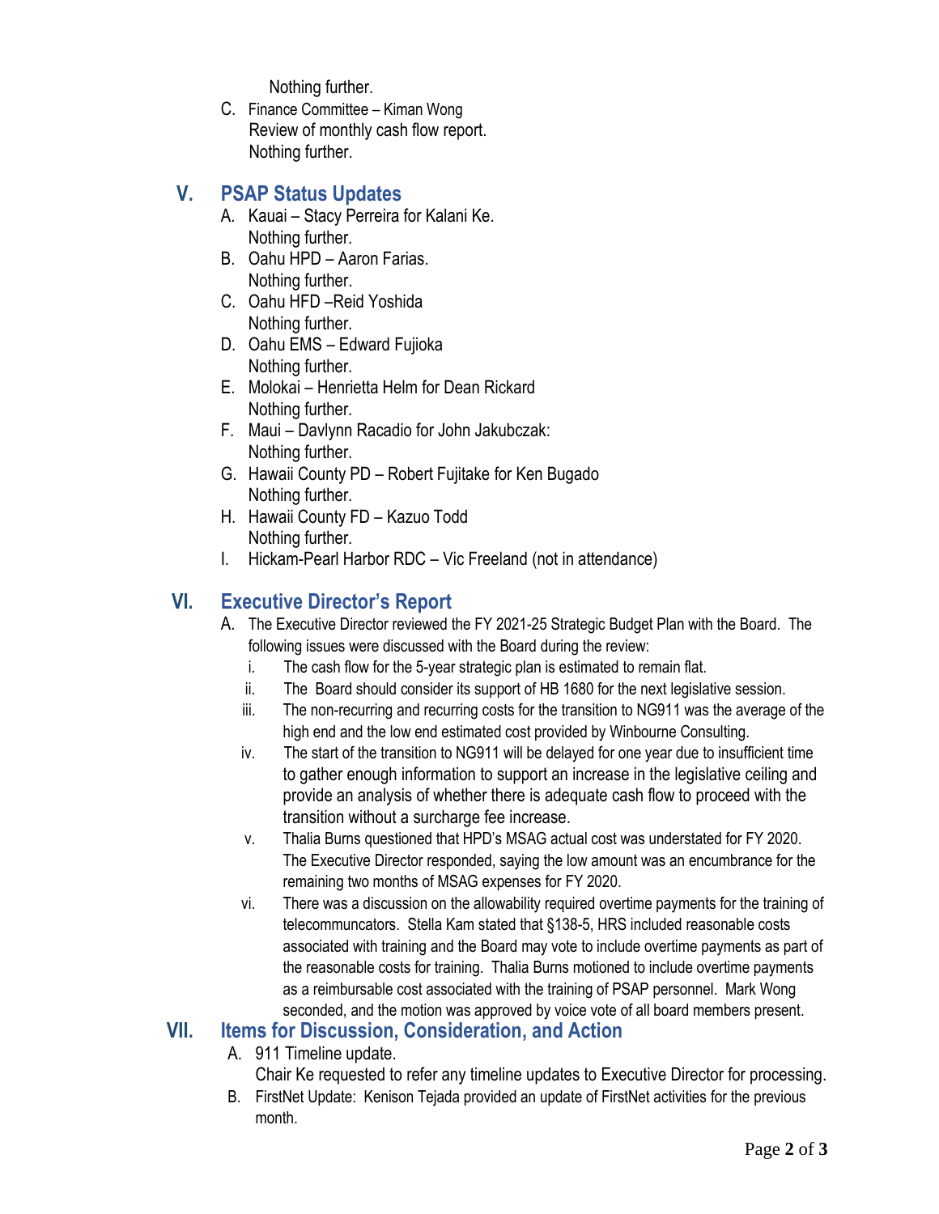Nothing further.

C. Finance Committee – Kiman Wong
   Review of monthly cash flow report.
   Nothing further.

## V. PSAP Status Updates

A. Kauai – Stacy Perreira for Kalani Ke.
   Nothing further.
B. Oahu HPD – Aaron Farias.
   Nothing further.
C. Oahu HFD –Reid Yoshida
   Nothing further.
D. Oahu EMS – Edward Fujioka
   Nothing further.
E. Molokai – Henrietta Helm for Dean Rickard
   Nothing further.
F. Maui – Davlynn Racadio for John Jakubczak:
   Nothing further.
G. Hawaii County PD – Robert Fujitake for Ken Bugado
   Nothing further.
H. Hawaii County FD – Kazuo Todd
   Nothing further.
I. Hickam-Pearl Harbor RDC – Vic Freeland (not in attendance)

## VI. Executive Director's Report

A. The Executive Director reviewed the FY 2021-25 Strategic Budget Plan with the Board. The following issues were discussed with the Board during the review:
   i. The cash flow for the 5-year strategic plan is estimated to remain flat.
   ii. The Board should consider its support of HB 1680 for the next legislative session.
   iii. The non-recurring and recurring costs for the transition to NG911 was the average of the high end and the low end estimated cost provided by Winbourne Consulting.
   iv. The start of the transition to NG911 will be delayed for one year due to insufficient time to gather enough information to support an increase in the legislative ceiling and provide an analysis of whether there is adequate cash flow to proceed with the transition without a surcharge fee increase.
   v. Thalia Burns questioned that HPD's MSAG actual cost was understated for FY 2020. The Executive Director responded, saying the low amount was an encumbrance for the remaining two months of MSAG expenses for FY 2020.
   vi. There was a discussion on the allowability required overtime payments for the training of telecommuncators. Stella Kam stated that §138-5, HRS included reasonable costs associated with training and the Board may vote to include overtime payments as part of the reasonable costs for training. Thalia Burns motioned to include overtime payments as a reimbursable cost associated with the training of PSAP personnel. Mark Wong seconded, and the motion was approved by voice vote of all board members present.

## VII. Items for Discussion, Consideration, and Action

A. 911 Timeline update.
   Chair Ke requested to refer any timeline updates to Executive Director for processing.
B. FirstNet Update: Kenison Tejada provided an update of FirstNet activities for the previous month.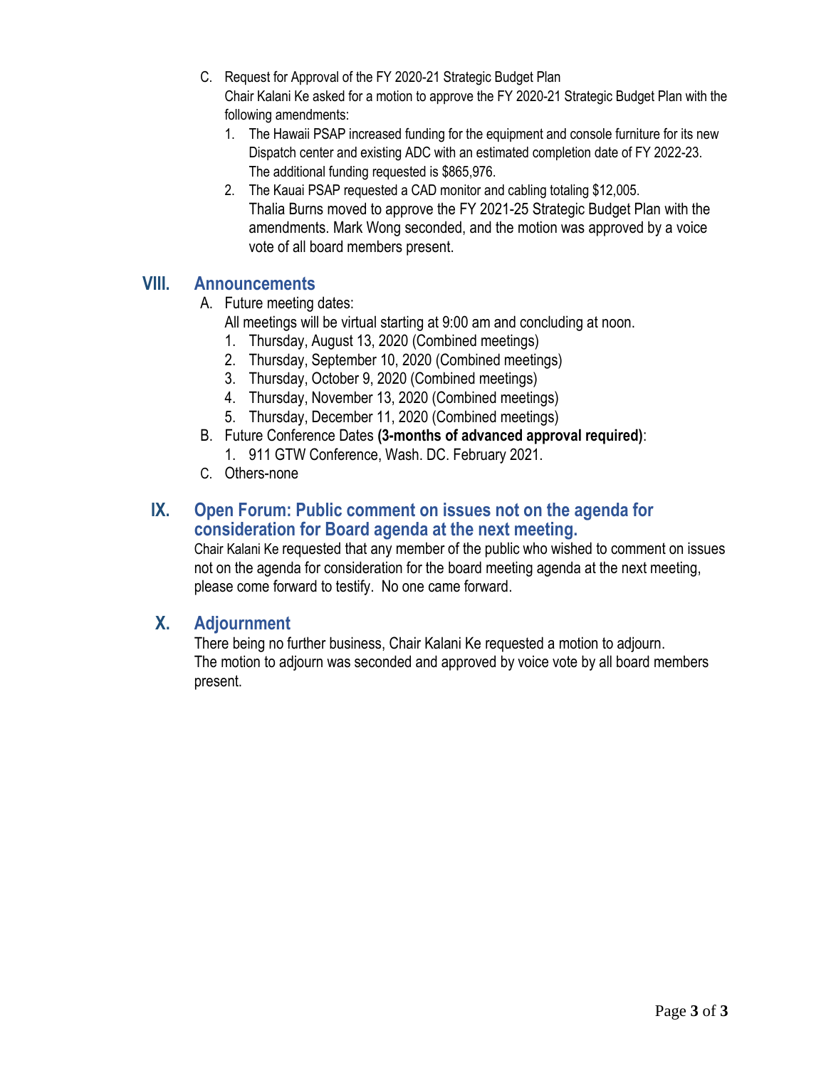C. Request for Approval of the FY 2020-21 Strategic Budget Plan

Chair Kalani Ke asked for a motion to approve the FY 2020-21 Strategic Budget Plan with the following amendments:

1. The Hawaii PSAP increased funding for the equipment and console furniture for its new Dispatch center and existing ADC with an estimated completion date of FY 2022-23. The additional funding requested is $865,976.
2. The Kauai PSAP requested a CAD monitor and cabling totaling $12,005.
   Thalia Burns moved to approve the FY 2021-25 Strategic Budget Plan with the amendments. Mark Wong seconded, and the motion was approved by a voice vote of all board members present.

## VIII. Announcements

A. Future meeting dates:

All meetings will be virtual starting at 9:00 am and concluding at noon.

1. Thursday, August 13, 2020 (Combined meetings)
2. Thursday, September 10, 2020 (Combined meetings)
3. Thursday, October 9, 2020 (Combined meetings)
4. Thursday, November 13, 2020 (Combined meetings)
5. Thursday, December 11, 2020 (Combined meetings)

B. Future Conference Dates **(3-months of advanced approval required)**:

1. 911 GTW Conference, Wash. DC. February 2021.

C. Others-none

## IX. Open Forum: Public comment on issues not on the agenda for consideration for Board agenda at the next meeting.

Chair Kalani Ke requested that any member of the public who wished to comment on issues not on the agenda for consideration for the board meeting agenda at the next meeting, please come forward to testify. No one came forward.

## X. Adjournment

There being no further business, Chair Kalani Ke requested a motion to adjourn. The motion to adjourn was seconded and approved by voice vote by all board members present.